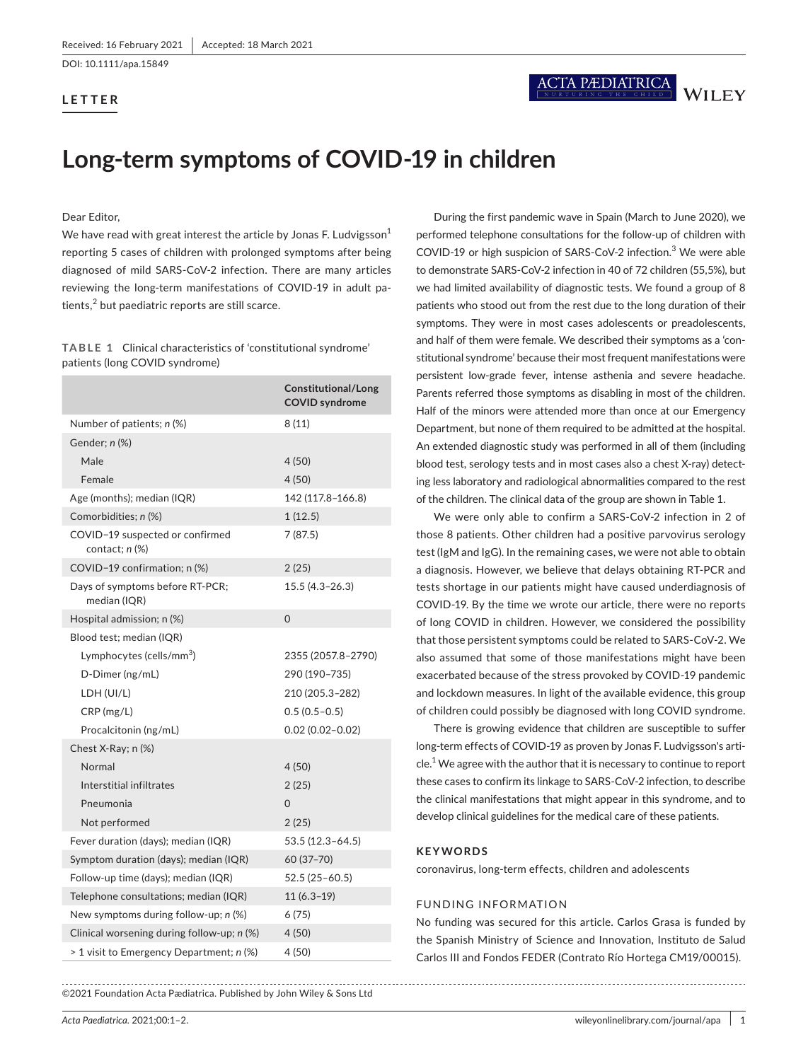Received: 16 February 2021 | Accepted: 18 March 2021

DOI: 10.1111/apa.15849

**LETTER**

# Long-term symptoms of COVID-19 in children

Dear Editor,

We have read with great interest the article by Jonas F. Ludvigsson[1] reporting 5 cases of children with prolonged symptoms after being diagnosed of mild SARS-CoV-2 infection. There are many articles reviewing the long-term manifestations of COVID-19 in adult patients,[2] but paediatric reports are still scarce.

**TABLE 1** Clinical characteristics of 'constitutional syndrome' patients (long COVID syndrome)

| | Constitutional/Long COVID syndrome |
|---|---|
| Number of patients; *n* (%) | 8 (11) |
| Gender; *n* (%) | |
| Male | 4 (50) |
| Female | 4 (50) |
| Age (months); median (IQR) | 142 (117.8–166.8) |
| Comorbidities; *n* (%) | 1 (12.5) |
| COVID−19 suspected or confirmed contact; *n* (%) | 7 (87.5) |
| COVID−19 confirmation; n (%) | 2 (25) |
| Days of symptoms before RT-PCR; median (IQR) | 15.5 (4.3–26.3) |
| Hospital admission; n (%) | 0 |
| Blood test; median (IQR) | |
| Lymphocytes (cells/mm$^3$) | 2355 (2057.8–2790) |
| D-Dimer (ng/mL) | 290 (190–735) |
| LDH (UI/L) | 210 (205.3–282) |
| CRP (mg/L) | 0.5 (0.5–0.5) |
| Procalcitonin (ng/mL) | 0.02 (0.02–0.02) |
| Chest X-Ray; n (%) | |
| Normal | 4 (50) |
| Interstitial infiltrates | 2 (25) |
| Pneumonia | 0 |
| Not performed | 2 (25) |
| Fever duration (days); median (IQR) | 53.5 (12.3–64.5) |
| Symptom duration (days); median (IQR) | 60 (37–70) |
| Follow-up time (days); median (IQR) | 52.5 (25–60.5) |
| Telephone consultations; median (IQR) | 11 (6.3–19) |
| New symptoms during follow-up; *n* (%) | 6 (75) |
| Clinical worsening during follow-up; *n* (%) | 4 (50) |
| > 1 visit to Emergency Department; *n* (%) | 4 (50) |

During the first pandemic wave in Spain (March to June 2020), we performed telephone consultations for the follow-up of children with COVID-19 or high suspicion of SARS-CoV-2 infection.[3] We were able to demonstrate SARS-CoV-2 infection in 40 of 72 children (55,5%), but we had limited availability of diagnostic tests. We found a group of 8 patients who stood out from the rest due to the long duration of their symptoms. They were in most cases adolescents or preadolescents, and half of them were female. We described their symptoms as a 'constitutional syndrome' because their most frequent manifestations were persistent low-grade fever, intense asthenia and severe headache. Parents referred those symptoms as disabling in most of the children. Half of the minors were attended more than once at our Emergency Department, but none of them required to be admitted at the hospital. An extended diagnostic study was performed in all of them (including blood test, serology tests and in most cases also a chest X-ray) detecting less laboratory and radiological abnormalities compared to the rest of the children. The clinical data of the group are shown in Table 1.

We were only able to confirm a SARS-CoV-2 infection in 2 of those 8 patients. Other children had a positive parvovirus serology test (IgM and IgG). In the remaining cases, we were not able to obtain a diagnosis. However, we believe that delays obtaining RT-PCR and tests shortage in our patients might have caused underdiagnosis of COVID-19. By the time we wrote our article, there were no reports of long COVID in children. However, we considered the possibility that those persistent symptoms could be related to SARS-CoV-2. We also assumed that some of those manifestations might have been exacerbated because of the stress provoked by COVID-19 pandemic and lockdown measures. In light of the available evidence, this group of children could possibly be diagnosed with long COVID syndrome.

There is growing evidence that children are susceptible to suffer long-term effects of COVID-19 as proven by Jonas F. Ludvigsson's article.[1] We agree with the author that it is necessary to continue to report these cases to confirm its linkage to SARS-CoV-2 infection, to describe the clinical manifestations that might appear in this syndrome, and to develop clinical guidelines for the medical care of these patients.

## KEYWORDS

coronavirus, long-term effects, children and adolescents

## FUNDING INFORMATION

No funding was secured for this article. Carlos Grasa is funded by the Spanish Ministry of Science and Innovation, Instituto de Salud Carlos III and Fondos FEDER (Contrato Río Hortega CM19/00015).

©2021 Foundation Acta Pædiatrica. Published by John Wiley & Sons Ltd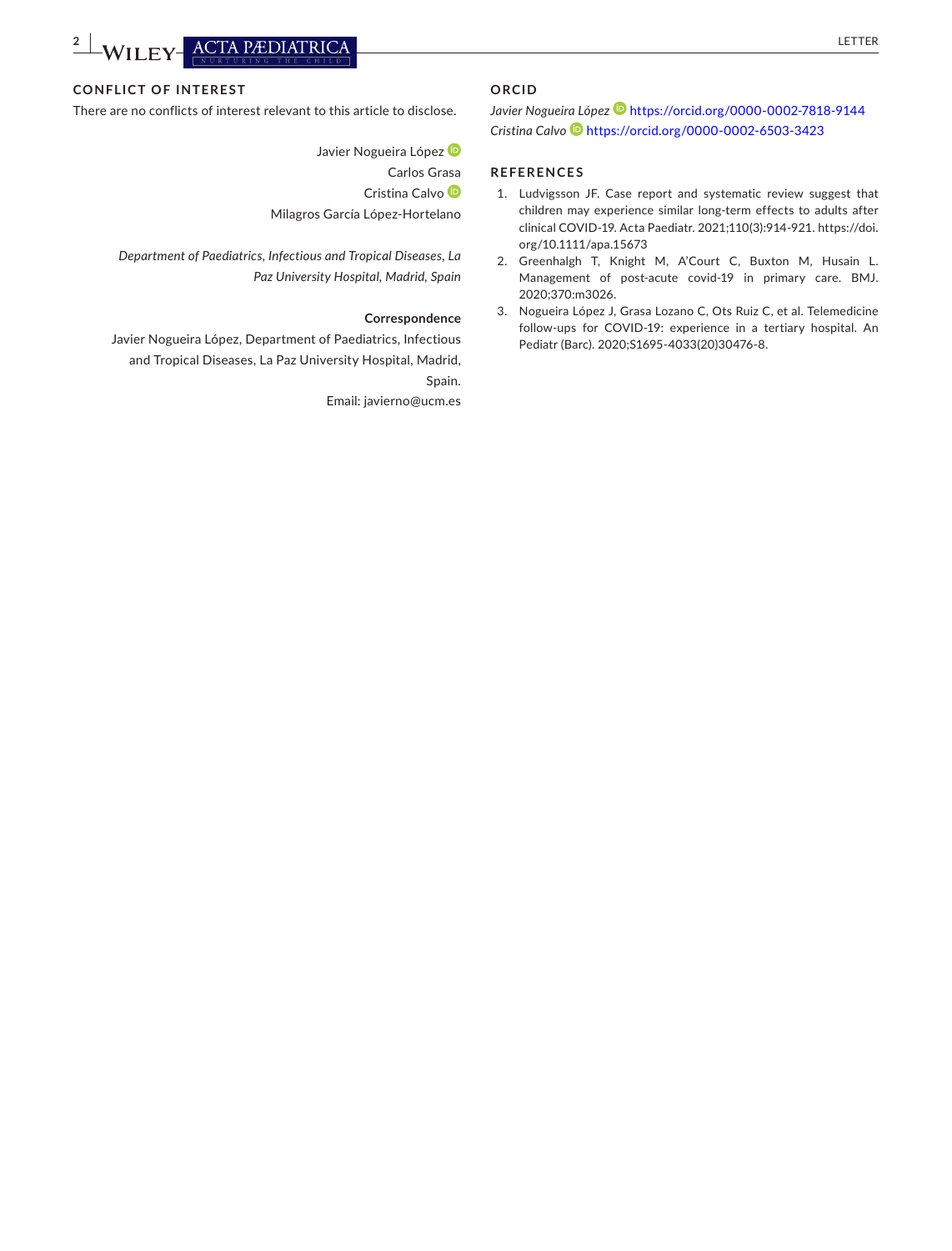## CONFLICT OF INTEREST

There are no conflicts of interest relevant to this article to disclose.

Javier Nogueira López
Carlos Grasa
Cristina Calvo
Milagros García López-Hortelano

*Department of Paediatrics, Infectious and Tropical Diseases, La Paz University Hospital, Madrid, Spain*

**Correspondence**

Javier Nogueira López, Department of Paediatrics, Infectious and Tropical Diseases, La Paz University Hospital, Madrid, Spain.
Email: javierno@ucm.es

## ORCID

*Javier Nogueira López* https://orcid.org/0000-0002-7818-9144
*Cristina Calvo* https://orcid.org/0000-0002-6503-3423

## REFERENCES

1. Ludvigsson JF. Case report and systematic review suggest that children may experience similar long-term effects to adults after clinical COVID-19. Acta Paediatr. 2021;110(3):914-921. https://doi.org/10.1111/apa.15673
2. Greenhalgh T, Knight M, A'Court C, Buxton M, Husain L. Management of post-acute covid-19 in primary care. BMJ. 2020;370:m3026.
3. Nogueira López J, Grasa Lozano C, Ots Ruiz C, et al. Telemedicine follow-ups for COVID-19: experience in a tertiary hospital. An Pediatr (Barc). 2020;S1695-4033(20)30476-8.